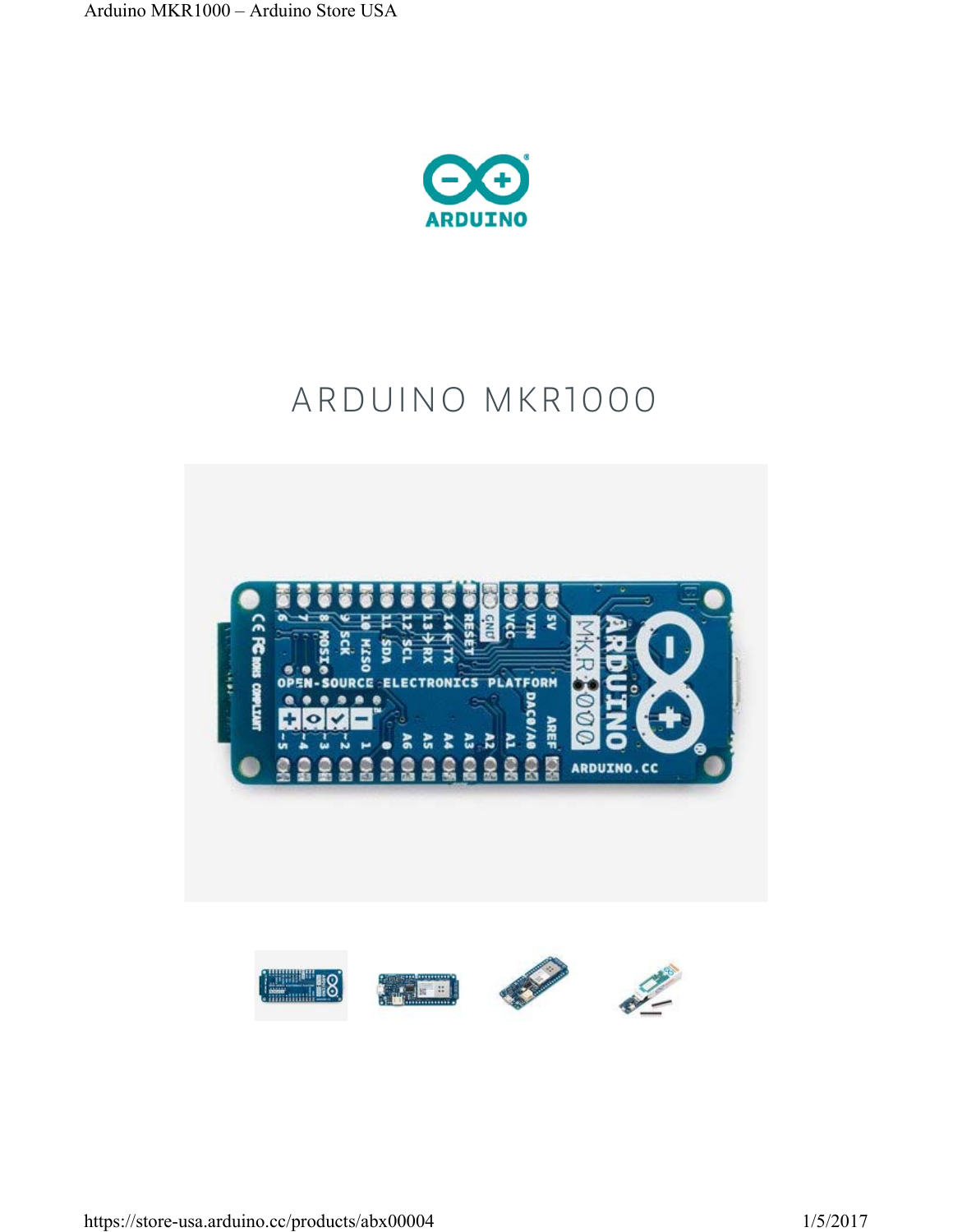# ARDUINO MKR1000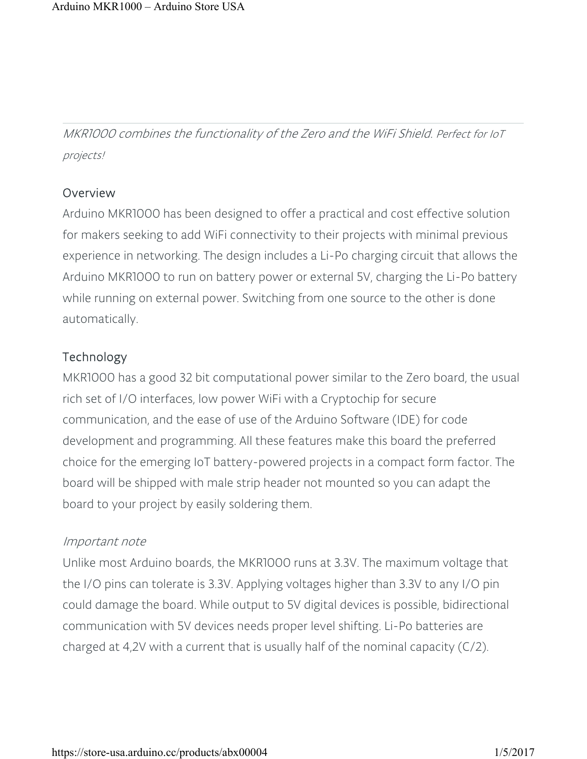*MKR1000 combines the functionality of the Zero and the WiFi Shield. Perfect for IoT projects!*

## Overview

Arduino MKR1000 has been designed to offer a practical and cost effective solution for makers seeking to add WiFi connectivity to their projects with minimal previous experience in networking. The design includes a Li-Po charging circuit that allows the Arduino MKR1000 to run on battery power or external 5V, charging the Li-Po battery while running on external power. Switching from one source to the other is done automatically.

## Technology

MKR1000 has a good 32 bit computational power similar to the Zero board, the usual rich set of I/O interfaces, low power WiFi with a Cryptochip for secure communication, and the ease of use of the Arduino Software (IDE) for code development and programming. All these features make this board the preferred choice for the emerging IoT battery-powered projects in a compact form factor. The board will be shipped with male strip header not mounted so you can adapt the board to your project by easily soldering them.

### *Important note*

Unlike most Arduino boards, the MKR1000 runs at 3.3V. The maximum voltage that the I/O pins can tolerate is 3.3V. Applying voltages higher than 3.3V to any I/O pin could damage the board. While output to 5V digital devices is possible, bidirectional communication with 5V devices needs proper level shifting. Li-Po batteries are charged at 4,2V with a current that is usually half of the nominal capacity (C/2).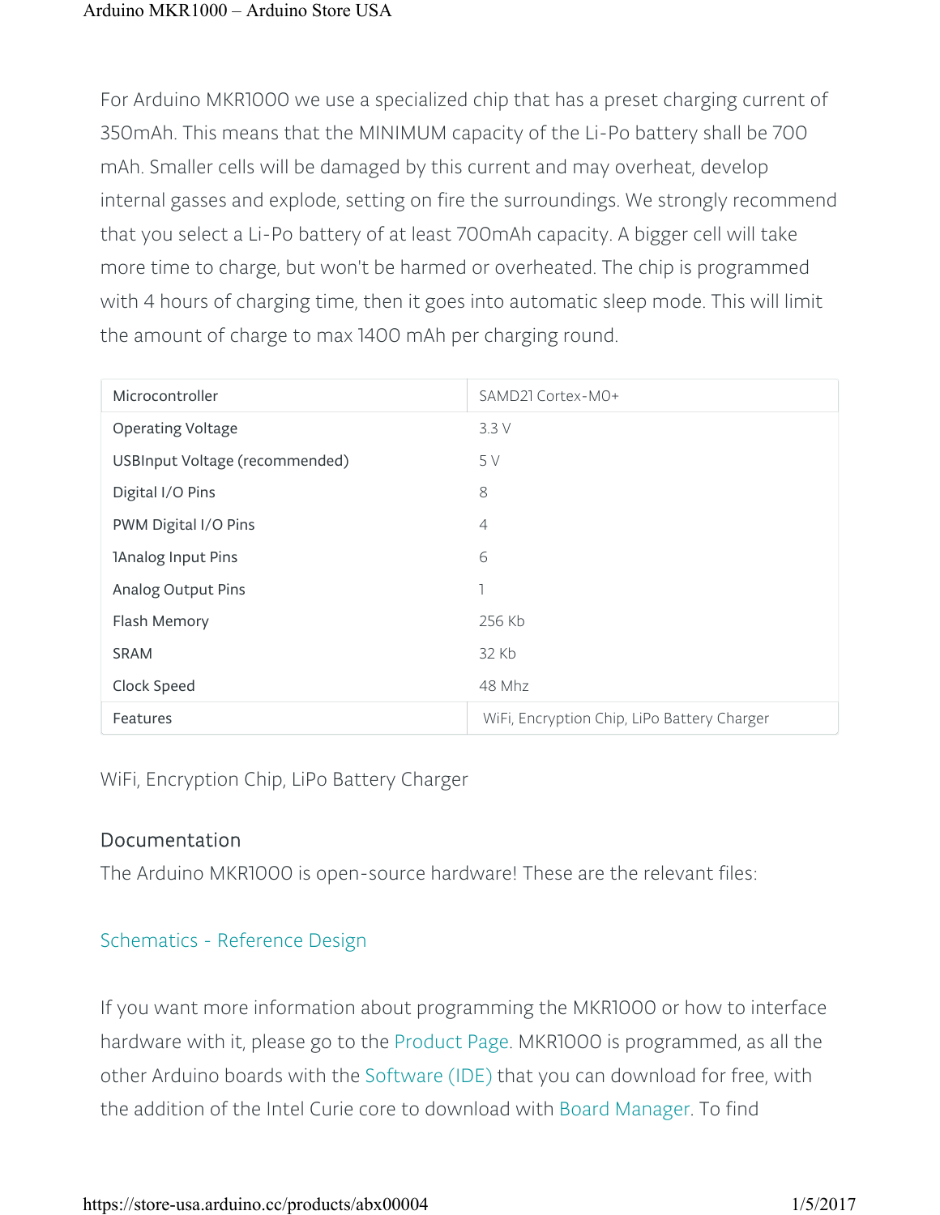For Arduino MKR1000 we use a specialized chip that has a preset charging current of 350mAh. This means that the MINIMUM capacity of the Li-Po battery shall be 700 mAh. Smaller cells will be damaged by this current and may overheat, develop internal gasses and explode, setting on fire the surroundings. We strongly recommend that you select a Li-Po battery of at least 700mAh capacity. A bigger cell will take more time to charge, but won't be harmed or overheated. The chip is programmed with 4 hours of charging time, then it goes into automatic sleep mode. This will limit the amount of charge to max 1400 mAh per charging round.

| Microcontroller | SAMD21 Cortex-M0+ |
|---|---|
| Operating Voltage | 3.3 V |
| USBInput Voltage (recommended) | 5 V |
| Digital I/O Pins | 8 |
| PWM Digital I/O Pins | 4 |
| 1Analog Input Pins | 6 |
| Analog Output Pins | 1 |
| Flash Memory | 256 Kb |
| SRAM | 32 Kb |
| Clock Speed | 48 Mhz |
| Features | WiFi, Encryption Chip, LiPo Battery Charger |

WiFi, Encryption Chip, LiPo Battery Charger

## Documentation

The Arduino MKR1000 is open-source hardware! These are the relevant files:

Schematics - Reference Design

If you want more information about programming the MKR1000 or how to interface hardware with it, please go to the Product Page. MKR1000 is programmed, as all the other Arduino boards with the Software (IDE) that you can download for free, with the addition of the Intel Curie core to download with Board Manager. To find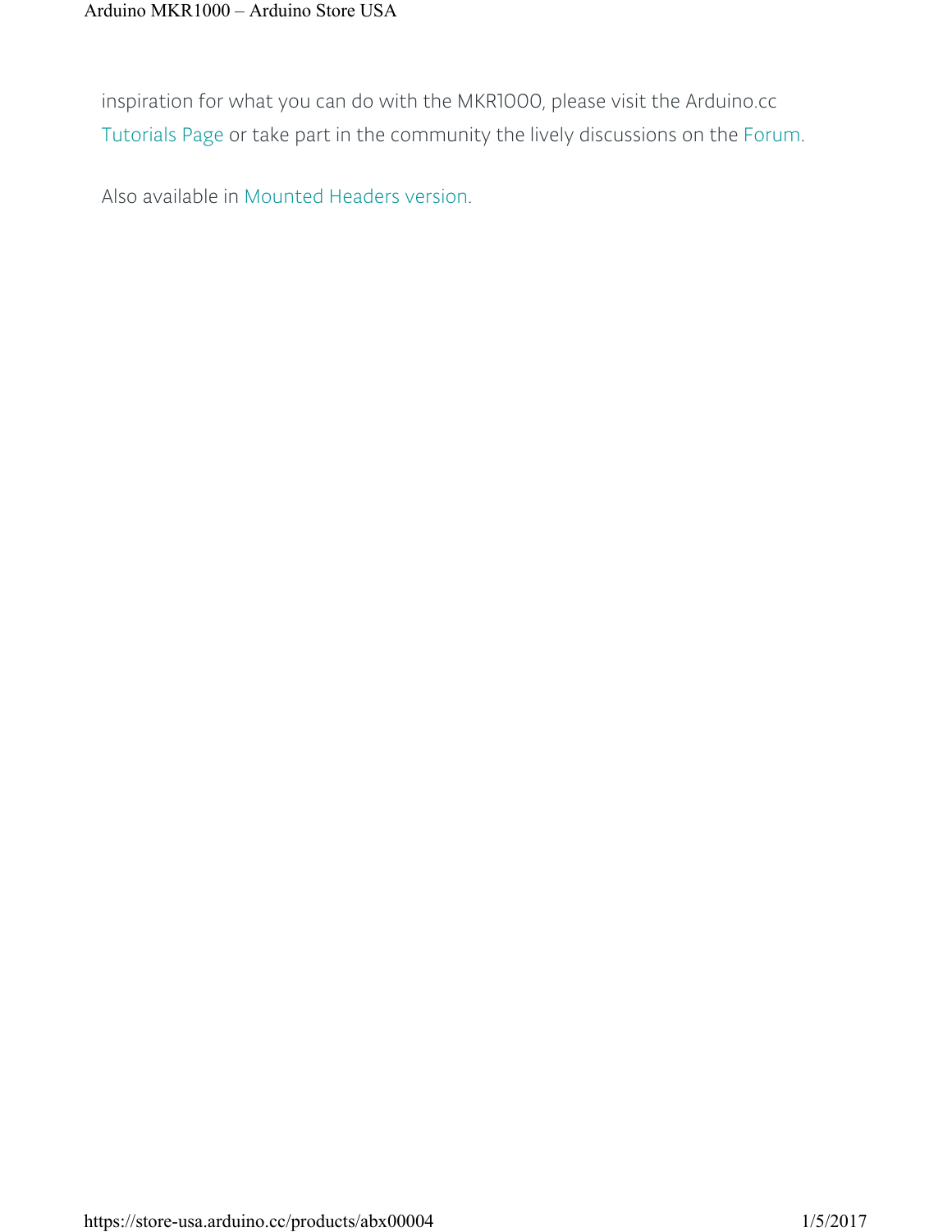inspiration for what you can do with the MKR1000, please visit the Arduino.cc Tutorials Page or take part in the community the lively discussions on the Forum.

Also available in Mounted Headers version.